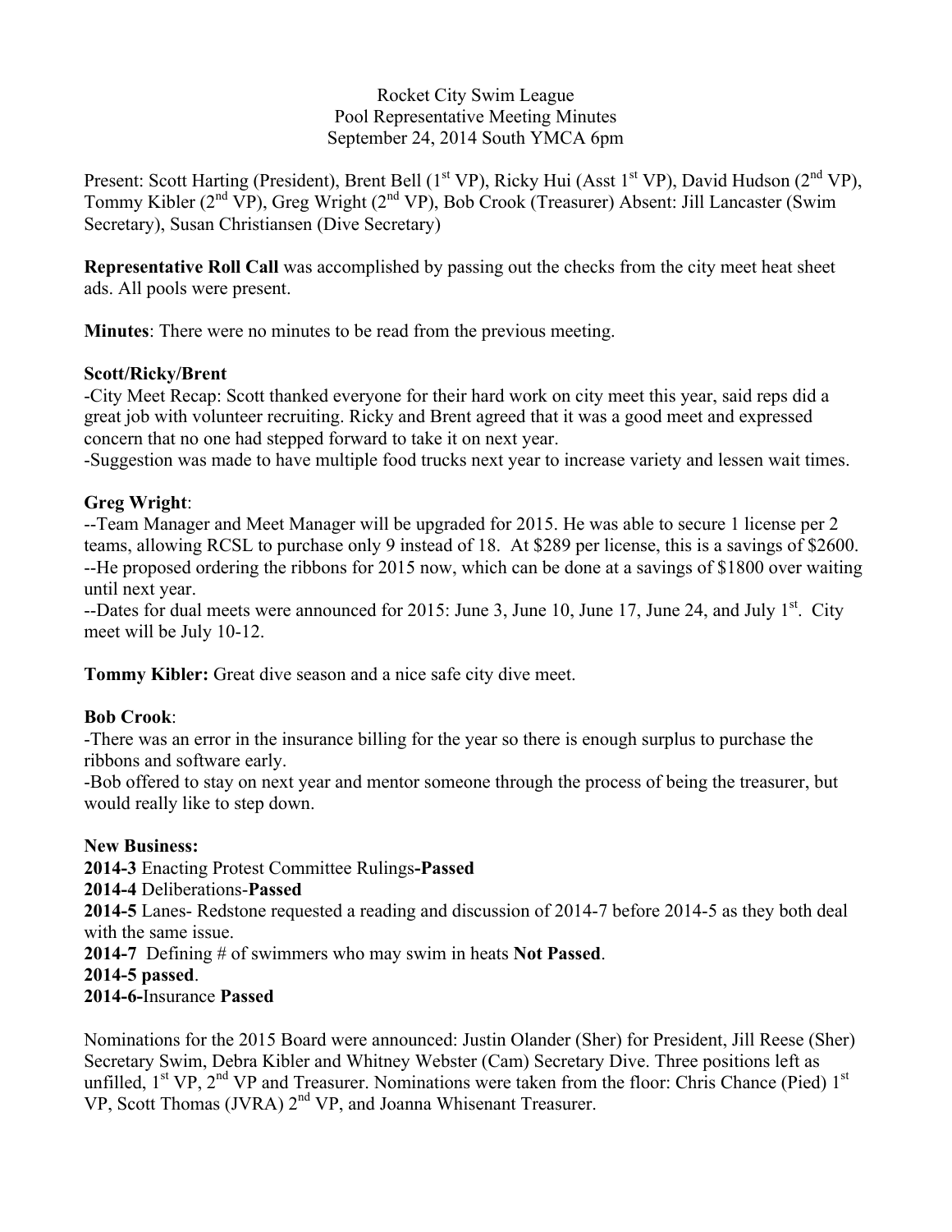Rocket City Swim League
Pool Representative Meeting Minutes
September 24, 2014 South YMCA 6pm

Present: Scott Harting (President), Brent Bell (1st VP), Ricky Hui (Asst 1st VP), David Hudson (2nd VP), Tommy Kibler (2nd VP), Greg Wright (2nd VP), Bob Crook (Treasurer) Absent: Jill Lancaster (Swim Secretary), Susan Christiansen (Dive Secretary)

**Representative Roll Call** was accomplished by passing out the checks from the city meet heat sheet ads. All pools were present.

**Minutes**: There were no minutes to be read from the previous meeting.

**Scott/Ricky/Brent**

-City Meet Recap: Scott thanked everyone for their hard work on city meet this year, said reps did a great job with volunteer recruiting. Ricky and Brent agreed that it was a good meet and expressed concern that no one had stepped forward to take it on next year.

-Suggestion was made to have multiple food trucks next year to increase variety and lessen wait times.

**Greg Wright**:

--Team Manager and Meet Manager will be upgraded for 2015. He was able to secure 1 license per 2 teams, allowing RCSL to purchase only 9 instead of 18. At $289 per license, this is a savings of $2600.

--He proposed ordering the ribbons for 2015 now, which can be done at a savings of $1800 over waiting until next year.

--Dates for dual meets were announced for 2015: June 3, June 10, June 17, June 24, and July 1st. City meet will be July 10-12.

**Tommy Kibler:** Great dive season and a nice safe city dive meet.

**Bob Crook**:

-There was an error in the insurance billing for the year so there is enough surplus to purchase the ribbons and software early.

-Bob offered to stay on next year and mentor someone through the process of being the treasurer, but would really like to step down.

**New Business:**

**2014-3** Enacting Protest Committee Rulings**-Passed**

**2014-4** Deliberations-**Passed**

**2014-5** Lanes- Redstone requested a reading and discussion of 2014-7 before 2014-5 as they both deal with the same issue.

**2014-7** Defining # of swimmers who may swim in heats **Not Passed**.

**2014-5 passed**.

**2014-6-**Insurance **Passed**

Nominations for the 2015 Board were announced: Justin Olander (Sher) for President, Jill Reese (Sher) Secretary Swim, Debra Kibler and Whitney Webster (Cam) Secretary Dive. Three positions left as unfilled, 1st VP, 2nd VP and Treasurer. Nominations were taken from the floor: Chris Chance (Pied) 1st VP, Scott Thomas (JVRA) 2nd VP, and Joanna Whisenant Treasurer.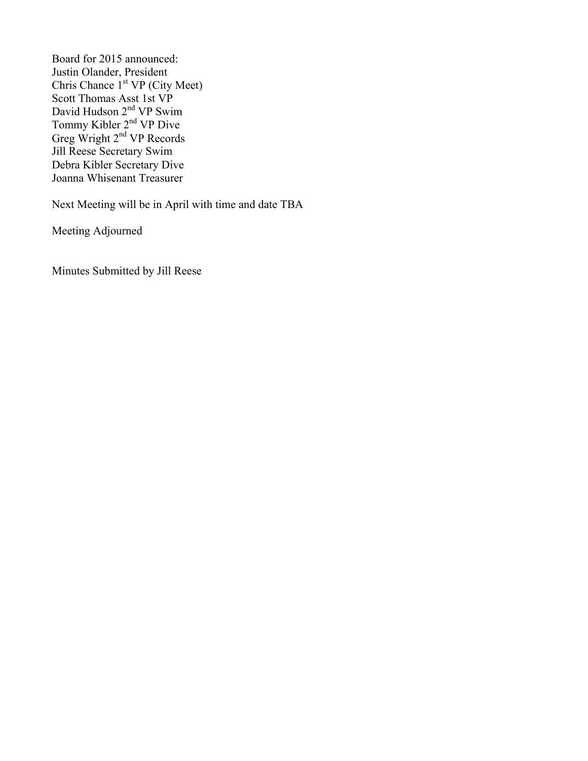Board for 2015 announced:
Justin Olander, President
Chris Chance 1st VP (City Meet)
Scott Thomas Asst 1st VP
David Hudson 2nd VP Swim
Tommy Kibler 2nd VP Dive
Greg Wright 2nd VP Records
Jill Reese Secretary Swim
Debra Kibler Secretary Dive
Joanna Whisenant Treasurer

Next Meeting will be in April with time and date TBA

Meeting Adjourned

Minutes Submitted by Jill Reese